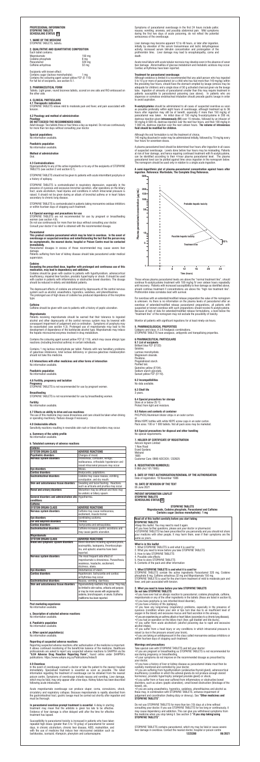**PROFESSIONAL INFORMATION**
**STOPAYNE TABLETS**
**SCHEDULING STATUS S5**

**1. NAME OF THE MEDICINE**
STOPAYNE TABLETS, tablets.

**2. QUALITATIVE AND QUANTITATIVE COMPOSITION**
Each tablet contains:

| | |
|---|---|
| Meprobamate | 150 mg |
| Codeine phosphate | 8 mg |
| Paracetamol | 320 mg |
| Caffeine anhydrous | 32 mg |

Excipients with known effect:
Contains sugar (lactose monohydrate): 1 mg
Contains the colouring agent sunset yellow FCF (E 110)
For full list of excipients, see section 6.1.

**3. PHARMACEUTICAL FORM**
Tablets. Light green, round biconvex tablets, scored on one side and RIO embossed on the other side.

**4. CLINICAL PARTICULARS**
**4.1 Therapeutic indications**
STOPAYNE TABLETS: relieve mild to moderate pain and fever, and pain associated with tension.

**4.2 Posology and method of administration**
**Posology**
**DO NOT EXCEED THE RECOMMENDED DOSE.**
Adult dosage: Two tablets three or four times a day as required. Do not use continuously for more than ten days without consulting your doctor.

**Special populations**
No information available.

**Paediatric population**
No information available.

**Method of administration**
Oral.

**4.3 Contraindications**
Hypersensitivity to any of the active ingredients or to any of the excipients of STOPAYNE TABLETS (see section 2 and section 6.1).

STOPAYNE TABLETS should not be given to patients with acute intermittent porphyria or a history of epilepsy.

STOPAYNE TABLETS is contraindicated in respiratory depression, especially in the presence of cyanosis and excessive bronchial secretion, after operations on the biliary tract, acute alcoholism, head injuries and conditions in which intracranial pressure is raised. It should not be given during an attack of bronchial asthma or in heart failure secondary to chronic lung disease.

STOPAYNE TABLETS is contraindicated in patients taking monoamine oxidase inhibitors or within fourteen days of stopping such treatment.

**4.4 Special warnings and precautions for use**
STOPAYNE TABLETS are not recommended for use by pregnant or breastfeeding women (see section 4.6).
Do not use continuously for more than ten days without consulting your doctor.
Consult your doctor if no relief is obtained with the recommended dosage.

**Paracetamol**
**This product contains paracetamol which may be fatal in overdose. In the event of overdosage or suspected overdose and notwithstanding the fact that the person may be asymptomatic, the nearest doctor, hospital or Poison Centre must be contacted immediately.**
Paracetamol dosages in excess of those recommended may cause severe liver damage.
Patients suffering from liver of kidney disease should take paracetamol under medical supervision.

**Codeine**
**Exceeding the prescribed dose, together with prolonged and continuous use of this medication, may lead to dependency and addiction.**
Codeine should be given with caution to patients with hypothyroidism, adrenocortical insufficiency, impaired liver function, prostatic hypertrophy or shock. It should be used with caution in patients with inflammatory or obstructive bowel disorders. The dosage should be reduced in elderly and debilitated patients.

The depressant effects of codeine are enhanced by depressants of the central nervous system such as alcohol, anaesthetics, hypnotics, sedatives, and phenothiazines.
The prolonged use of high doses of codeine has produced dependence of the morphine type.

**Caffeine**
Caffeine should be given with care to patients with a history of peptic ulceration.

**Meprobamate**
Patients receiving meprobamate should be warned that their tolerance to ingested alcohol and other depressants of the central nervous system may be lowered with consequent impairment of judgement and co-ordination. Symptoms of porphyria may be exacerbated (see section 4.3). Prolonged use of meprobamate may lead to the development of dependence of the barbiturate-alcohol type. Meprobamate may induce the hepatic microsomal enzymes involved in drug metabolism.

Contains the colouring agent sunset yellow FCF (E 110), which may cause allergic type reactions (including bronchial asthma) in certain individuals.

Contains 1 mg lactose monohydrate per tablet. Patients with rare hereditary problems of galactose intolerance, total lactase deficiency or glucose-galactose malabsorption should not take this medicine.

**4.5 Interactions with other medicines and other forms of interaction**
No information available.

**Paediatric population**
No information available.

**4.6 Fertility, pregnancy and lactation**
**Pregnancy**
STOPAYNE TABLETS is not recommended for use by pregnant women.

**Breastfeeding**
STOPAYNE TABLETS is not recommended for use by breastfeeding women.

**Fertility**
No information available.

**4.7 Effects on ability to drive and use machines**
The use of this medicine may cause drowsiness and care should be taken when driving or operating machinery. Reduce dosage if necessary.

**4.8 Undesirable effects**
Sensitivity reactions resulting in reversible skin rash or blood disorders may occur.

**a. Summary of the safety profile**
No information available.

**b. Tabulated summary of adverse reactions**

| **Codeine** | |
|---|---|
| **SYSTEM ORGAN CLASS** | **ADVERSE REACTIONS** |
| **Psychiatric disorders** | Changes of mood. |
| **Nervous system disorders** | Drowsiness, confusion, vertigo, restlessness, orthostatic hypotension and raised intracranial pressure may occur. |
| **Eye disorders** | Miosis. |
| **Cardiac disorders** | Bradycardia, palpitations. |
| **Gastrointestinal disorders** | Codeine may cause nausea, vomiting, constipation, and dry mouth. |
| **Skin and subcutaneous tissue disorders** | Sweating and facial flushing. Reactions such as urticaria and pruritus may occur. |
| **Renal and urinary disorders** | Micturition may be difficult and there may be ureteric or biliary spasm. |
| **General disorders and administration site conditions** | Hypothermia. |
| **Caffeine** | |
| **SYSTEM ORGAN CLASS** | **ADVERSE REACTIONS** |
| **Nervous system disorders** | Caffeine may cause restlessness, excitement, muscle tremor. |
| **Eye disorders** | Scintillating scotoma. |
| **Ear and labyrinth disorders** | Tinnitus. |
| **Cardiac disorders** | Tachycardia and extrasystoles. |
| **Gastrointestinal disorders** | Caffeine increases gastric secretions and may cause gastric ulceration. |
| **Meprobamate** | |
| **SYSTEM ORGAN CLASS** | **ADVERSE REACTIONS** |
| **Blood and lymphatic system disorders** | Blood disorders including agranulocytosis, eosinophilia, leukopenia, thrombocytopenia, and aplastic anaemia have been reported. |
| **Nervous system disorders** | The most frequent side effect of meprobamate is drowsiness. Paraesthesia, weakness, headache, excitement, dizziness, ataxia. |
| **Eye disorders** | Disturbances of vision. |
| **Cardiac disorders** | Hypotension, tachycardia and cardiac arrhythmias may occur. |
| **Gastrointestinal disorders** | Nausea, vomiting, diarrhoea. |
| **Skin and subcutaneous tissue disorders** | Hypersensitivity reactions may occur. They may be limited to skin rashes, urticaria and purpura or may be more severe with angioneurotic oedema, bronchospasm, or anuria. Erythema multiforme has been reported. |

**Post marketing experience**
No information available.

**c. Description of selected adverse reactions**
No information available.

**d. Paediatric population**
No information available.

**e. Other special population(s)**
No information available.

**Reporting of suspected adverse reactions**
Reporting suspected adverse reactions after authorisation of the medicine is important. It allows continued monitoring of the benefit/risk balance of the medicine. Healthcare professionals are asked to report any suspected adverse reactions to SAHPRA via the **"6.04 Adverse Drug Reaction Reporting Form"**, found online under SAHPRA's publications: https://www.sahpra.org.za/Publications/Index/8

**4.9 Overdose**
In the event of overdosage consult a doctor or take the patient to the nearest hospital immediately. Specialised treatment is essential as soon as possible. The latest information regarding the treatment of overdosage can be obtained from the nearest poison centre. Symptoms of overdosage include nausea and vomiting. Liver damage, which may be fatal, may only appear after a few days. Kidney failure has been described following acute intoxication.

Acute meprobamate overdosage can produce stupor, coma, convulsions, shock, circulatory and respiratory collapse. Because meprobamate is rapidly absorbed from the gastrointestinal tract, gastric lavage must be carried out shortly after ingestion and must be thorough.

**In paracetamol overdose prompt treatment is essential.** A delay in starting treatment may mean that the antidote is given too late to be effective. Evidence of liver damage is often delayed until after the time for effective treatment has lapsed.

Susceptibility to paracetamol toxicity is increased in patients who have taken repeated high doses (greater than 5 to 10 g/day) of paracetamol for several days, in chronic alcoholism, chronic liver disease, AIDS, malnutrition, and with the use of medicines that induce liver microsomal oxidation such as barbiturates, isoniazid, rifampicin, phenytoin and carbamazepine.

Symptoms of paracetamol overdosage in the first 24 hours include pallor, nausea, vomiting, anorexia, and possibly abdominal pain. Mild symptoms during the first two days of acute poisoning, do not reflect the potential seriousness of the overdosage.

Liver damage may become apparent 12 to 48 hours, or later after ingestion, initially by elevation of the serum transaminase and lactic dehydrogenase activity, increased serum bilirubin concentration and prolongation of the prothrombin time. Liver damage may lead to encephalopathy, coma and death.

Acute renal failure with acute tubular necrosis may develop even in the absence of sever liver damage. Abnormalities of glucose metabolism and metabolic acidosis may occur. Cardiac arrhythmias have been reported.

**Treatment for paracetamol overdose:**
Although evidence is limited it is recommended that any adult person who has ingested 5 to 10 g or more of paracetamol (or a child who has had more than 140 mg/kg) within the preceding four hours, should have the stomach emptied by lavage (emesis may be adequate for children) and a single dose of 50 g activated charcoal given via the lavage tube. Ingestion of amounts of paracetamol smaller than this may require treatment in patients susceptible to paracetamol poisoning (see above). In patients who are stuporous or comatose endotracheal intubation should precede gastric lavage in order to avoid aspiration.

**N-acetylcysteine** should be administered to all cases of suspected overdose as soon as possible preferably within eight hours of overdosage, although treatment up to 36 hours after ingestion may still be of benefit, especially if more than 150 mg/kg of paracetamol was taken. An initial dose of 150 mg/kg N-acetylcysteine in 200 mL dextrose injection given **intravenously (IV)** over 15 minutes, followed by an infusion of 50 mg/kg in 500 mL dextrose injection over the next four hours, and then 100 mg/kg in 1 000 mL dextrose injection over the next sixteen hours. **The volume of intravenous fluid should be modified for children.**

Although the oral formulation is not the treatment of choice,
140 mg/kg dissolved in water may be administered initially, followed by 70 mg/kg every four hours for seventeen doses.

A plasma paracetamol level should be determined four hours after ingestion in all cases of suspected overdosage. Levels done before four hours may be misleading. Patients at risk of liver damage, and hence requiring continued treatment with N-acetylcysteine, can be identified according to their 4-hour plasma paracetamol level. The plasma paracetamol level can be plotted against time since ingestion in the nomogram below. The nomogram should be used only in relation to a single acute ingestion.

**A semi-logarithmic plot of plasma-paracetamol concentration against hours after ingestion. Reference: Martindale, The Complete Drug Reference.**

Those whose plasma paracetamol levels are above the "normal treatment line", should continue N-acetylcysteine treatment with 100 mg/kg IV over sixteen hours repeatedly until recovery. Patients with increased susceptibility to liver damage as identified above, should continue treatment if concentrations are above the "high risk treatment line". Prothrombin index correlates best with survival.

For overdose with an extended/modified release preparation the value of the nomogram is unknown. As there is no information on the plasma levels of paracetamol after an overdose of extended/modified release paracetamol preparations, all patients with suspected or known overdose with such preparations should receive N-acetylcysteine. Because of lack of data for extended/modified release formulations, a level below the "treatment line" of the nomogram may not exclude the possibility of toxicity.

Monitor all patients with significant ingestions for at least ninety-six hours.

**5. PHARMACOLOGICAL PROPERTIES**
Category and class: A 2.8 Analgesic combinations.
STOPAYNE TABLETS have analgesic, antipyretic and tranquilising properties.

**6 PHARMACEUTICAL PARTICULARS**
**6.1 List of excipients**
Brilliant blue FCF (E133)
Gelatine.
Lactose monohydrate.
Magnesium stearate.
Povidone.
Pregelatinized starch.
Purified talc.
Quinoline yellow (E104).
Sodium starch glycolate.
Sunset yellow FCF (E110).

**6.2 Incompatibilities**
No data available.

**6.3 Shelf life**
3 years.

**6.4 Special precautions for storage**
Store at or below 25 °C.
Protect from light and moisture.

**6.5 Nature and contents of container**
PVC/PVDC/Aluminium blister strips in an outer carton.
or
White HDPE bottles with white HDPE screw caps in an outer carton.
Pack sizes: 100 or 1 000 tablets. Not all pack sizes may be marketed.

**6.6 Special precautions for disposal and other handling**
No special requirements.

**7. HOLDER OF CERTIFICATE OF REGISTRATION**
Adcock Ingram Limited
1 New Road
Erand Gardens
Midrand
1685
Customer Care: 0860 ADCOCK / 232625

**8. REGISTRATION NUMBER(S)**
B 866 (Act 101/1965)

**9. DATE OF FIRST AUTHORISATION/RENEWAL OF THE AUTHORISATION**
Date of registration: 19 November 1986

**10. DATE OF REVISION OF THE TEXT**
05 June 2021

**PATIENT INFORMATION LEAFLET**
**STOPAYNE TABLETS**
**SCHEDULING STATUS S5**

**STOPAYNE TABLETS**
**Meprobamate, Codeine phosphate, Paracetamol and Caffeine**
**Contains sugar (lactose monohydrate): 1 mg**

**Read all of this leaflet carefully before you start taking STOPAYNE TABLETS**
- Keep this leaflet. You may need to read it again.
- If you have further questions, please ask your doctor or pharmacist.
- STOPAYNE TABLETS has been prescribed for you personally and you should not share your medicines with other people. It may harm them, even if their symptoms are the same as yours.

**What is in this leaflet**
1. What STOPAYNE TABLETS is and what it is used for
2. What you need to know before you take STOPAYNE TABLETS
3. How to take STOPAYNE TABLETS
4. Possible side effects
5. How to store STOPAYNE TABLETS
6. Contents of the pack and other information

**1. What STOPAYNE TABLETS is and what it is used for**
STOPAYNE TABLETS contain the active ingredients Paracetamol 320 mg, Codeine phosphate 8 mg, Caffeine anhydrous 32 mg and Meprobamate 150 mg.
STOPAYNE TABLETS is used for the short-term treatment of mild to moderate pain and fever, and pain associated with tension.

**2. What you need to know before you take STOPAYNE TABLETS**
**Do not take STOPAYNE TABLETS**
- If you have ever had an allergic reaction to paracetamol, codeine phosphate, caffeine, meprobamate or any of the other ingredients in the tablets (these are listed in section 6).
- If you have porphyria (a rare inherited blood disorder).
- If you have a history of fits (epilepsy).
- If you have any long-term (respiratory) problems, especially in the presence of cyanosis (condition where your skin or lips turn blue due to an insufficient level of oxygen in the blood) and excessive mucus and fluid secretion in the airways.
- If you are experiencing an asthma attack or heart failure (secondary to a chronic lung disease).
- If you had an operation on the biliary tract (liver, gall bladder and bile ducts).
- If you suffer from acute alcoholism (alcohol poisoning due to rapid and excessive alcohol intake).
- If you suffer from a head injury or any conditions in which intracranial pressure is raised (a rise in the pressure around your brain).
- If you are taking an antidepressant in the class called monoamine oxidase inhibitors or within fourteen days of stopping such treatment.

**Warnings and precautions**
Take special care with STOPAYNE TABLETS and tell your doctor:
- If you are pregnant or breastfeeding as STOPAYNE TABLETS is not recommended for use during pregnancy or breastfeeding.
- If your symptoms do not improve on the recommended dosage as prescribed by your doctor.
- If you have a history of liver or kidney disease as paracetamol intake must then be carefully monitored and controlled by your doctor.
- If you are suffering from hypothyroidism (underactive thyroid gland), adrenocortical insufficiency (condition in which the adrenal glands do not produce enough steroid hormones), prostatic hypertrophy (enlarged prostate gland) or shock.
- If you suffer from or have ever suffered from inflammatory or obstructive bowel disorders, such as ulcers (peptic ulceration), small bowel obstruction (blockage of the bowel) etc.
- If you are using anaesthetics, hypnotics, sedatives, phenothiazines and alcohol as these may, in combination with STOPAYNE TABLETS, enhance impairment of judgement and coordination (feeling dizzy or drowsy). See **"Other medicines and STOPAYNE TABLETS"**.

Do not use STOPAYNE TABLETS for more than ten (10) days at a time without consulting your doctor. If you use STOPAYNE TABLETS for too long or continuously, it may cause dependency and addiction. This can give you withdrawal symptoms from the medicine when you stop taking it. See section 3 **"If you stop taking using STOPAYNE TABLETS"**.

STOPAYNE TABLETS contains paracetamol, which my be fatal in case of severe liver damage in overdose. Contact the nearest doctor, hospital or poison centre.

1ZZ3280 06/2021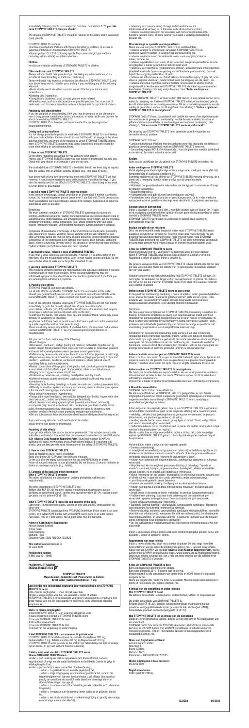immediately following overdose or suspected overdose. See section 3, **"If you take more STOPAYNE TABLETS than you should"**.

The dosage of STOPAYNE TABLETS should be reduced in the elderly and in weakened (frail) patients.

STOPAYNE TABLETS contains:
•Lactose monohydrate. Patients with the rare hereditary conditions of lactose or galactose intolerance should not take STOPAYNE TABLETS.
•Sunset yellow FCF E110 (colouring agent): May cause allergic type reactions (including asthma attack) in certain individuals.

**Children**
No data are available on the use of STOPAYNE TABLETS in children.

**Other medicines and STOPAYNE TABLETS**
Always tell your health care provider if you are taking any other medicine. (This includes all complementary or traditional medicines.)
Some medicines may increase or decrease the effects of STOPAYNE TABLETS, and your doctor may wish to monitor you carefully if you are taking any of the following:
•Alcohol.
•Medication to numb sensation in certain areas of the body or induce sleep (anaesthetics).
•Sleeping pills (hypnotics).
•Tranquillisers (sedatives) used to make you feel more relaxed.
•Phenothiazines, such as chlorpromazine or prochlorperazine. This is a class of medicines used for mental disorders such as schizophrenia or psychotic disorders.

**Pregnancy and breastfeeding**
If you are pregnant or breastfeeding, think you may be pregnant or are planning to have a baby, please consult your doctor, pharmacist, or other health care provider for advice before taking STOPAYNE TABLETS.
STOPAYNE TABLETS is, however, not recommended for use by pregnant or breastfeeding women.

**Driving and using machines**
It is not always possible to predict to what extent STOPAYNE TABLETS may interfere with your daily activities. Patients should ensure that they do not engage in the above activities until they are aware of the measure to which STOPAYNE TABLETS affects them. STOPAYNE TABLETS, however, may cause drowsiness and care should be taken when driving or operating machinery.

**3. How to take STOPAYNE TABLETS**
Do not share medicines prescribed for you with any other person.
Always take STOPAYNE TABLETS exactly as your doctor or pharmacist has told you. Check with your doctor or pharmacist if you are not sure.

The usual adult dose of STOPAYNE TABLETS is two tablets three to four times daily as required. Take the tablets with a sufficient quantity of liquid (e.g., one glass of water).

Your doctor will tell you how long your treatment with STOPAYNE TABLETS will last. However, it is not recommended to use continuously for more than ten days. If you have the impression that the effect of STOPAYNE TABLETS is too strong or too weak, tell your doctor or pharmacist.

**If you take more STOPAYNE TABLETS than you should**
In the event of overdosage, consult your doctor or pharmacist. If neither is available, contact the nearest hospital or poison centre even if you feel well. This is because too much paracetamol can cause delayed, serious liver damage. Specialist treatment is essential as soon as possible.

Symptoms
The most common symptoms of STOPAYNE TABLETS overdosage is nausea and vomiting. Additional symptoms resulting from meprobamate may include stupor (state of speechlessness, motionlessness, and unresponsiveness to stimulation, but are otherwise completely conscious), coma, convulsions (fits), shock, problems with your blood vessels (circulatory collapse) and breathing (respiratory system/respiratory collapse).

Symptoms of paracetamol overdosage in the first 24 hours include pallor (unhealthy pale appearance), nausea, vomiting, loss of appetite and possibly abdominal pain. Mild symptoms during the first two days of acute poisoning do not reflect the potential seriousness of the overdosage. Liver damage may lead to brain damage, coma and death. Kidney failure may develop even in the absence of sever liver damage and heart rhythm problems (arrhythmias) have also been reported.

**If you forget to take / missed a dose of STOPAYNE TABLETS**
If you miss a dose, take it as soon as possible. However, if it is almost time for the next dose, skip the missed dose and go back to your regular dosing schedule. Do not take a double dose to make up for forgotten individual doses.

**If you stop taking using STOPAYNE TABLETS**
This medicine contains codeine and meprobamate and can cause addiction if you take it continuously for more than ten days. When you stop taking it you may get withdrawal symptoms. You should talk to your doctor or pharmacist if you think you are suffering from withdrawal symptoms.

**4. Possible side effects**
STOPAYNE TABLETS can have side effects.
Not all side effects reported for STOPAYNE TABLETS are included in this leaflet. Should your general health worsen or if you experience any untoward effects while taking STOPAYNE TABLETS, please consult your health care provider for advice.

If any of the following happens, stop using STOPAYNE TABLETS and tell your doctor immediately or go to the casualty department at your nearest hospital:
•Low blood pressure (hypotension).
•Rash, or allergic rash (red, itchy welts that result from a skin reaction) and purpura (blood spots, which are purple-coloured spots on the skin),
•swelling of the hands, feet, ankles, face, lips and mouth or throat, which may cause difficulty in swallowing or breathing,
•erythema multiforme (skin or mouth lesions that have a pink-red centre surrounded by a pale ring border and an outer pink-red ring).
These are all very serious side effects. If you have them, you may have had a serious reaction to STOPAYNE TABLETS. You may need urgent medical attention or hospitalisation.

Tell your doctor if you notice any of the following:
•Mood changes,
•Drowsiness, confusion, vertigo (feeling off balance), orthostatic hypotension (a sudden drop in blood pressure when you stand from a seated or lying down position) and raised intracranial pressure (rise in pressure around your brain),
•Caffeine may cause restlessness, excitement, muscle tremor (spasms or twitching),
•Meprobamate may cause drowsiness, paraesthesia (tingling or pricking ("pins and needles"), weakness, headache, excitement, dizziness, ataxia (slurred speech, stumbling, falling, and incoordination).
•Miosis (constriction of the pupils / small pupils) and scintillating scotoma (visual aura or blind spot that affects a part of your vision), other vision disturbances,
•Ringing or buzzing noise in one or both ears,
•Codeine may cause nausea, vomiting, constipation, and dry mouth.
•Caffeine increases gastric secretions (such as stomach acid) and may cause stomach ulcers.
•Sweating, facial flushing (blushing), urticaria (skin rash) and pruritus (unpleasant itch),
•Difficulty in urination, spasms in urinary tract causing lower abdominal pain, spasm to the bile duct causing upper abdominal pain,
•Drop in body temperature (hypothermia),
•Tachycardia (rapid heartbeat), extrasystoles (skipped heartbeats). Hypotension (low blood pressure), cardiac arrhythmias (improper heartbeat).
•Blood disorders including agranulocytosis (lowered white blood cell count), eosinophilia (high level of white blood cells), leukopenia (low level of white blood cells), thrombocytopenia (low blood plate count) and aplastic anaemia (a rare condition in which the body stops producing enough new blood cells).
•Skin and subcutaneous tissue disorders (see above hypersensitivity reactions that may occur).

If you notice any side effects not mentioned in this leaflet, please inform your doctor or pharmacist.

**Reporting of side effects**
If you get side effects, talk to your doctor or pharmacist. This includes any possible side effects not listed in this leaflet. You can also report side effects to SAHPRA via the **6.04 Adverse Drug Reactions Reporting Form**, found online under SAHPRA's publications: https://www.sahpra.org.za/Publications/Index/8. By reporting side effects, you can help provide more information on the safety of STOPAYNE TABLETS.

**5. How to store STOPAYNE TABLETS**
Store all medicines out of reach of children.
Store at or below 25 °C. Protect from light and moisture.
Do not use after the expiry date stated on the box and HDPE bottle or blister.
Return all unused medicines to your pharmacist. Do not dispose of unused medicine in drains or sewerage systems (e.g., toilets).

**6. Contents of the pack and other information**
**What STOPAYNE TABLETS contains**
The active substances are paracetamol, codeine phosphate, caffeine and meprobamate.

The other ingredients of STOPAYNE TABLETS are:
Brilliant blue FCF (E133), gelatine, lactose monohydrate, magnesium stearate, povidone, pregelatinised starch, purified talc, quinoline yellow (E104), sodium starch glycolate, sunset yellow FCF (E110).

**What STOPAYNE TABLETS looks like and contents of the pack**
Light green, round biconvex tablets, scored on one side and RO debossed on the other side.
STOPAYNE TABLETS is packaged into PVC/PVDC/Aluminium blister strips in an outer carton, or in white HDPE bottles with white HDPE screw caps in an outer carton.
Pack sizes: 100 or 1 000 tablets. Not all pack sizes may be marketed.

**Holder of Certificate of Registration**
Adcock Ingram Limited
1 New Road
Erand Gardens,
Midrand, 1685
Customer Care: 0860 ADCOCK /232625

**This leaflet was last revised in**
05 June 2021

**Registration number**
B 868 (Act 101/1965)

**PASIËNTINLIGTINGSTUK**
**SKEDULERINGSTATUS S5**

**STOPAYNE TABLETS**
**Meprobamaat, Kodeïenfosfaat, Parasetamol en Kafeïen**
**Bevat suiker (laktosemonohidraat): 1 mg**

**Lees hierdie hele inligtingstuk noukeurig deur voordat u begin om STOPAYNE TABLETS te neem**
•Hou hierdie inligtingstuk. U moet dit dalk weer lees.
•Indien u enige verdere vrae het, vra asseblief u dokter of apteker.
•STOPAYNE TABLETS is vir u persoonlik voorgeskryf en u moet nie u medisyne met ander mense deel nie. Dit kan skadelik vir hulle wees, selfs al het hulle dieselfde simptome as u.

**Wat is in hierdie inligtingstuk**
1.Wat STOPAYNE TABLETS is en waarvoor dit gebruik word
2.Wat u moet weet voordat u STOPAYNE TABLETS neem
3.Hoe om STOPAYNE TABLETS te neem
4.Moontlike newe-effekte
5.Hoe om STOPAYNE TABLETS te bêre
6.Inhoud van die verpakking en ander inligting

**1.Wat STOPAYNE TABLETS is en waarvoor dit gebruik word**
STOPAYNE TABLETS bevat die aktiewe bestanddele Parasetamol 320 mg, Kodeïenfosfaat 8 mg, Kafeïen anhidries 32 mg en Meprobamaat 150 mg.
STOPAYNE TABLETS word gebruik vir die korttermyn behandeling van ligte tot matige pyn en koors, en pyn wat verband hou met spanning.

**2.Wat u moet weet voordat u STOPAYNE TABLETS neem**
**Moenie STOPAYNE TABLETS neem nie**
•indien u oorgevoelig (allergies) is vir parasetamol, kodeïenfosfaat, kafeïen, meprobamaat of enige van die ander bestanddele in die tablette (hierdie is gelys in afdeling 6) gebruik het,
•indien u porfirie het ('n skaars oorerflike bloedversteuring),
•indien u 'n geskiedenis van aanvalle (epilepsie) het,
•indien u enige longlugweg (respiratoriese) probleme het, veral in die teenwoordigheid van sianose (blouerige vel of lippe) of waar asemhaling onvoldoende is,
•indien u 'n (aanval of) asma-aanval of ander ernstige asemhalingsprobleme het,
•indien u 'n operasie aan die galweg (lewer, galblaas en galbuise) gehad het,
•indien u aan akute alkoholisme ly (alkoholvergiftiging as gevolg van vinnige en oormatige inname van alkohol),
•indien u 'n hoofbesering of enige ander toestande waarin intrakraniale druk verhoog is ('n toename in die druk rondom u brein),
•indien u 'n antidepressant in die loop neem wat monoamienoksidase-inhibeerders genoem word, of binne veertien dae nadat u sodanige behandeling gestaak het.

**Waarskuwings en spesiale voorsorgmaatreëls**
Neem spesiale sorg met STOPAYNE TABLETS en vertel u dokter:
•indien u swanger is of borsvoed, aangesien STOPAYNE TABLETS nie aanbeveel word vir gebruik in swangerskap en borsvoeding nie,
•indien u simptome nie op die aanbevole dosis, soos voorgeskryf deur u dokter, verbeter nie,
•indien u 'n geskiedenis van lewer- of nierskade het, aangesien parasetamol ernstige gevolge deur u dokter gemonitor en beheer moet word,
•indien u aan hipotireose (onderaktiewe skildklier), adrenokortikale ondeurdoeltreffendheid, prostatiese hipertrofie (vergrote prostaatklier) of skok ly,
•indien u aan inflammatoriese- of obstruktiewe dermversteuring ly of galsteen het,
•indien u aan enige bloedversteurings ly,
•indien u anaemie, hipoksie, kardiovaskulêre siektes, hipertensie en alkohol gebruik,
•indien u 'n ouer pasiënt is. Die dosis van STOPAYNE TABLETS moet verminder word in bejaardes en in verswakte pasiënte.

Moenie STOPAYNE TABLETS vir meer as tien (10) dae op 'n slag gebruik sonder om u dokter te raadpleeg nie. Indien u STOPAYNE TABLETS te lank of aanhoudend gebruik, kan dit afhanklikheid en verslawing veroorsaak. Dit kan u onttrekkingsimptome van die medisyne gee indien u ophou om dit te gebruik. Sien afdeling 3 **"Indien u ophou om STOPAYNE TABLETS te neem/gebruik"**.

STOPAYNE TABLETS bevat parasetamol, wat skade kan veroorsaak. Onmiddellike mediese hulp moet ingeroep word ingeval van oordosis. Kontak die naaste dokter, hospitaal of gifsentrum om onmiddellik na oordosering of vermoedelike oordosering. Sien afdeling 3, **"Indien u meer STOPAYNE TABLETS neem as wat u moet"**.

Die dosering van STOPAYNE TABLETS moet verminder word by bejaardes en verswakte (brose) pasiënte.

STOPAYNE TABLETS bevat:
•Laktosemonohidraat. Pasiënte met die seldsame oorerflike toestande van laktose of galaktose-onverdraagsaamheid moet nie STOPAYNE TABLETS neem nie.
•Sonondergangsgeel FCF, E110 (kleurmiddel): Kan allergiese-tipe reaksies (insluitend asma-aanval) by sekere individue veroorsaak.

**Kinders**
Geen data is beskikbaar oor die gebruik van STOPAYNE TABLETS by kinders nie.

**Ander medisyne en STOPAYNE TABLETS**
Vertel altyd u gesondheidsorgverskaffer indien u enige ander medisyne neem. (Dit sluit komplementêre of tradisionele medisyne in.)
Sommige medisyne kan die effekte van STOPAYNE TABLETS verhoog of verlaag, en u dokter wil u moontlik noukeurig monitor indien u enige van die volgende neem:
•Alkohol,
•Medikasie om gewaarwordinge in sekere dele van die liggaam te verdoof of slaap te induseer (anestetika),
•Slaappille (hipnotika),
•Kalmeermiddels wat gebruik word om u ontspanne te laat voel,
•Fenotiasiene, soos chloorpromasien of prochlorperasien. Dit is 'n klas medisyne wat gebruik word vir geestesversteurings soos skisofrenie of psigotiese versteurings.

**Swangerskap en borsvoeding**
Indien u swanger is of borsvoed, dink u kan dalk swanger wees of beplan om 'n baba te hê, raadpleeg asseblief u dokter, apteker of ander gesondheidsorgverskaffer vir advies voordat u STOPAYNE TABLETS neem.
STOPAYNE TABLETS word egter nie aanbeveel vir gebruik deur swanger of borsvoedende vroue nie.

**Bestuur en gebruik van masjiene**
Dit is nie altyd moontlik om te voorspel tot watter mate STOPAYNE TABLETS met u daaglikse aktiwiteite kan inmeng nie. Pasiënte moet seker maak dat hulle nie aan bogenoemde aktiwiteite deelneem totdat hulle weet tot watter mate STOPAYNE TABLETS hulle beïnvloed nie. STOPAYNE TABLETS kan egter lomerigheid veroorsaak en sorg moet geneem word tydens bestuur of werk met masjinerie.

**3.Hoe om STOPAYNE TABLETS te neem**
Moenie medisyne wat vir u voorgeskryf is met enige ander persoon deel nie.
Neem STOPAYNE TABLETS altyd presies soos u dokter of apteker u vertel het. Raadpleeg u dokter of apteker indien u onseker is.

Die gewone volwasse dosis van STOPAYNE TABLETS is twee tablette drie tot vier keer per dag soos benodig. Neem die tablette met 'n genoegsame hoeveelheid vloeistof (bv. een glas water).

U dokter sal u vertel hoe lank u behandeling met STOPAYNE TABLETS sal duur. Dit word egter nie aanbeveel om langer as tien dae aaneenlopend te gebruik nie. Indien u die indruk het dat die effek van STOPAYNE TABLETS te sterk of te swak is, vertel dit aan u dokter of apteker.

**Indien u meer STOPAYNE TABLETS neem as wat u moet**
In die geval van oordosering, raadpleeg u dokter of apteker. Indien geeneen beskikbaar is nie, kontak die naaste hospitaal of gifsentrum selfs al voel u goed. Dit is omdat te veel parasetamol vertraagde, ernstige lewerskade kan veroorsaak. Gespesialiseerde behandeling is so gou as moontlik noodsaaklik.

Simptome
Die mees algemene simptome van STOPAYNE TABLETS oordosering is naarheid en braking. Bykomende simptome as gevolg van meprobamaat kan insluit stomheid (toestand van spraakloosheid, bewegingloosheid en geen reaksie op stimulasie nie, maar is andersins heeltemal by hul bewussyn), koma, konvulsies (aanvalle), skok, probleme met u bloedvate (kardiovaskulêre ineenstorting) en probleme met asemhaling (respiratoriese stelsel/respiratoriese ineenstorting).

Simptome van parasetamol oordosering in die eerste 24 uur sluit in bleekheid (ongesonde bleek voorkoms), naarheid, braking, verlies aan eetlus en moontlike abdominale pyn. Ligte simptome gedurende die eerste twee dae van akute vergiftiging weerspieël nie die moontlike erns van die oordosering nie. Lewerskade kan lei tot breinskade, koma en dood. Niermislukking kan ontwikkel, selfs in die afwesigheid van ernstige lewerskade en hartritme probleme (aritmie) is ook gerapporteer.

**Indien u 'n dosis mis of vergeet om STOPAYNE TABLETS te neem**
Indien u 'n dosis mis, neem dit so gou as moontlik. Indien dit egter amper tyd is vir die volgende dosis, los die gemiste dosis en gaan terug na u gewone doseringskedule. Moenie 'n dubbele dosis neem om op te maak vir vergete individuele dosisse nie.

**Indien u ophou om STOPAYNE TABLETS te neem/gebruik**
Die medisyne bevat kodeïen en meprobamaat en kan verslawing veroorsaak indien u dit aanhoudend vir meer as tien dae neem. Wanneer u ophou om dit te neem kan u onttrekkingsimptome kry.
U moet met u dokter of apteker praat indien u dink dat u aan onttrekkingsimptome ly.

**4.Moontlike newe-effekte**
STOPAYNE TABLETS kan newe-effekte hê.
Nie alle newe-effekte wat vir STOPAYNE TABLETS gerapporteer is, is in hierdie inligtingstuk ingesluit nie. Indien u algemene gesondheid agteruitgaan of indien u enige ongewenste effekte ervaar terwyl u STOPAYNE TABLETS neem, raadpleeg u gesondheidsorgverskaffer vir advies.

Indien enige van die volgende gebeur, hou op om STOPAYNE TABLETS te gebruik en vertel u dokter onmiddellik of gaan na die ongevalle afdeling van u naaste hospitaal:
•Lae bloeddruk (hipotensie),
•Uitslag, of allergiese uitslag (rooi, jeukerige hale as gevolg van 'n velreaksie) en purpura (bloedvlekke, wat persiesgekleurde vlekke op die vel is),
•swelling van die hande, voete, enkels, gesig, lippe en mond of keel, wat probleme met sluk en asemhaling kan veroorsaak,
•multivorme eriteem (vel of mondletsels wat 'n pienk-rooi middel, omring deur 'n ligte rand en 'n buitenste pienk-rooi ring het).
Hierdie is alles baie ernstige newe-effekte. Indien u dit het, het u dalk 'n ernstige reaksie op STOPAYNE TABLETS gehad. U benodig dalk dringende mediese hulp of hospitalisasie.

Vertel u dokter indien u enige van die volgende opmerk:
•Gemoedsveranderinge,
•Lomerigheid, verwardheid, vertigo (nie in balans voel nie), ortostatiese hipotensie ('n skielike val in bloeddruk wanneer u opstaan uit 'n sittende of lêende posisie) en verhoogde intrakraniale druk (toename in druk rondom u brein),
•Kafeïen kan rusteloosheid, opgewondenheid, spiertrekkings (spasmas of rukkings) veroorsaak,
•Meprobamaat kan lomerigheid, parestesie (tinteling of prikkeling ("spelde en naalde")), swakheid, hoofpyn, opgewondenheid, duiseligheid, ataksie (onduidelike spraak, struikel, val en gebrek aan koördinasie) veroorsaak,
•Miose (vernouing van die pupille / klein pupille) en sintillerende skotoom (visuele aura of blinde kol wat 'n gedeelte van u visie beïnvloed), ander visieversteurings,
•Lui of bruisende geluid in een of beide ore,
•Kodeïen kan naarheid, braking, hardlywigheid en droë mond veroorsaak,
•Kafeïen kan gastriese afskeidings verhoog (soos maagsuur) en kan maagsere veroorsaak,
•Sweet, blos in die gesig, urtikarie (veluitslag) en pruritus (onaangename jeuk),
•Probleme met urinering, spasmas in die urienweg wat laer abdominale pyn veroorsaak, spasma in die galbuis wat boonste abdominale pyn veroorsaak,
•Daling in liggaamstemperatuur (hipotermie),
•Tagikardie (vinnige hartklop), ekstrasistools (oorgeslaande hartkloppe). Hipotensie (lae bloeddruk), hartaritmieë (onbehoorlike hartklop).
•Bloedversteurings insluitend agranulositose (verlaagde witbloedseltelling), eosinofilie (hoë vlak van witbloedselle), leukopenie (lae vlak van witbloedselle), trombositopenie (lae bloedplaatjietelling), en aplastiese anemie ('n seldsame toestand waar die liggaam ophou om genoeg nuwe bloedselle te produseer).
•Vel- en subkutaneuse weefselversteurings (sien hipersensitiwiteitsreaksies wat kan plaasvind).

Indien u enige newe-effekte opmerk wat nie in hierdie inligtingstuk genoem is nie, stel asseblief u dokter of apteker in kennis.

**Rapportering van newe-effekte**
Indien u newe-effekte kry, praat met u dokter of apteker. Dit sluit enige moontlike newe-effekte in wat nie in hierdie inligtingstuk gelys is nie. U kan ook newe-effekte rapporteer aan SAHPRA via die **6.04 Adverse Drug Reactions Reporting Form**, gevind aanlyn onder SAHPRA se publikasies: https://www.sahpra.org.za/Publications/Index/8. Deur newe-effekte te rapporteer, kan u help om meer inligting oor die veiligheid van STOPAYNE TABLETS te voorsien.

**5.Hoe om STOPAYNE TABLETS te bêre**
Bêre alle medisyne buite bereik van kinders.
Bêre teen of benede 25 °C. Beskerm teen lig en vog.
Moenie gebruik na die vervaldatum wat op die boks en HDPE-bottel of stolpstrook aangedui is nie.
Neem alle ongebruikte medisyne terug na u apteker. Moenie ongebruikte medisyne in dreine of rioolstelsels (bv. toilette) weggooi nie.

**6.Inhoud van die verpakking en ander inligting**
**Wat STOPAYNE TABLETS bevat**
Die aktiewe bestanddele is parasetamol, kodeïenfosfaat, kafeïen en meprobamaat.

Die ander bestanddele van STOPAYNE TABLETS is:
Briljante blou FCF (E133), gelatien, laktosemonohidraat, magnesiumstearaat, povidoon, voorgegelatiniseerde stysel, gesuiwerde talk, kinolengeel (E104), natriumstyselglikolaat, sonondergangsgeel FCF (E110).

**Hoe STOPAYNE TABLETS lyk en inhoud van die verpakking**
Liggroen, ronde bikonvekse tablette, gekeep aan die een kant en RO gedebosseer aan die ander kant.
STOPAYNE TABLETS is verpak in PVC/PVDC/Aluminium stolpstroke in 'n buitenste karton of in wit HDPE bottels met wit HDPE skroefdoppe in 'n buitenste karton.
Verpakkingsgroottes: 100 of 1 000 tablette. Nie alle verpakkingsgroottes word noodwendig bemark nie.

**Houer van Registrasiesertifikaat**
Adcock Ingram Limited
New Weg 1
Erand Gardens,
Midrand, 1685
Kliëntediens: 0860 ADCOCK/232625

**Hierdie inligtingstuk is laas hersien in**
05 Junie 2021

**Registrasienommer**
B 868 (Wet 101/1965)

1Z23280 06/2021